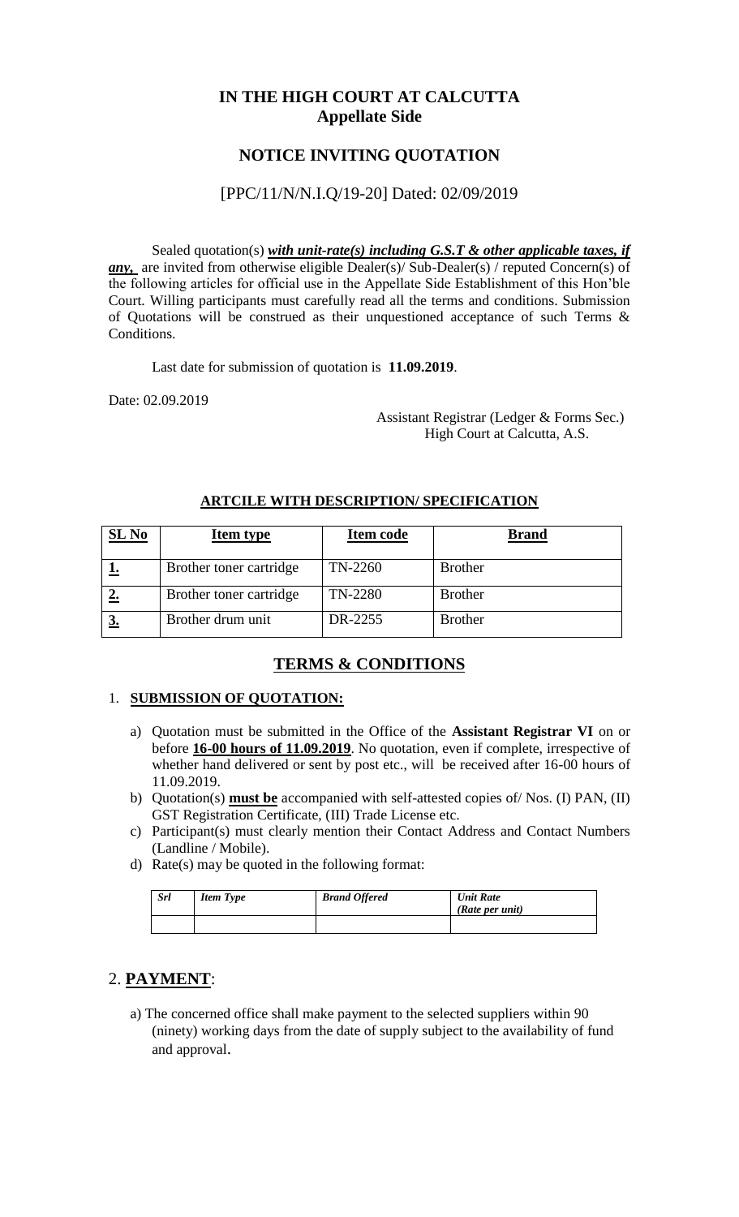# IN THE HIGH COURT AT CALCUTTA
## Appellate Side

## NOTICE INVITING QUOTATION

[PPC/11/N/N.I.Q/19-20] Dated: 02/09/2019

Sealed quotation(s) ***with unit-rate(s) including G.S.T & other applicable taxes, if any,*** are invited from otherwise eligible Dealer(s)/ Sub-Dealer(s) / reputed Concern(s) of the following articles for official use in the Appellate Side Establishment of this Hon'ble Court. Willing participants must carefully read all the terms and conditions. Submission of Quotations will be construed as their unquestioned acceptance of such Terms & Conditions.

Last date for submission of quotation is **11.09.2019**.

Date: 02.09.2019

Assistant Registrar (Ledger & Forms Sec.)
High Court at Calcutta, A.S.

**ARTCILE WITH DESCRIPTION/ SPECIFICATION**

| SL No | Item type | Item code | Brand |
|---|---|---|---|
| 1. | Brother toner cartridge | TN-2260 | Brother |
| 2. | Brother toner cartridge | TN-2280 | Brother |
| 3. | Brother drum unit | DR-2255 | Brother |

## TERMS & CONDITIONS

1. **SUBMISSION OF QUOTATION:**
   a) Quotation must be submitted in the Office of the **Assistant Registrar VI** on or before **16-00 hours of 11.09.2019**. No quotation, even if complete, irrespective of whether hand delivered or sent by post etc., will be received after 16-00 hours of 11.09.2019.
   b) Quotation(s) **must be** accompanied with self-attested copies of/ Nos. (I) PAN, (II) GST Registration Certificate, (III) Trade License etc.
   c) Participant(s) must clearly mention their Contact Address and Contact Numbers (Landline / Mobile).
   d) Rate(s) may be quoted in the following format:

| *Srl* | *Item Type* | *Brand Offered* | *Unit Rate (Rate per unit)* |
|---|---|---|---|
| | | | |

2. **PAYMENT**:
   a) The concerned office shall make payment to the selected suppliers within 90 (ninety) working days from the date of supply subject to the availability of fund and approval.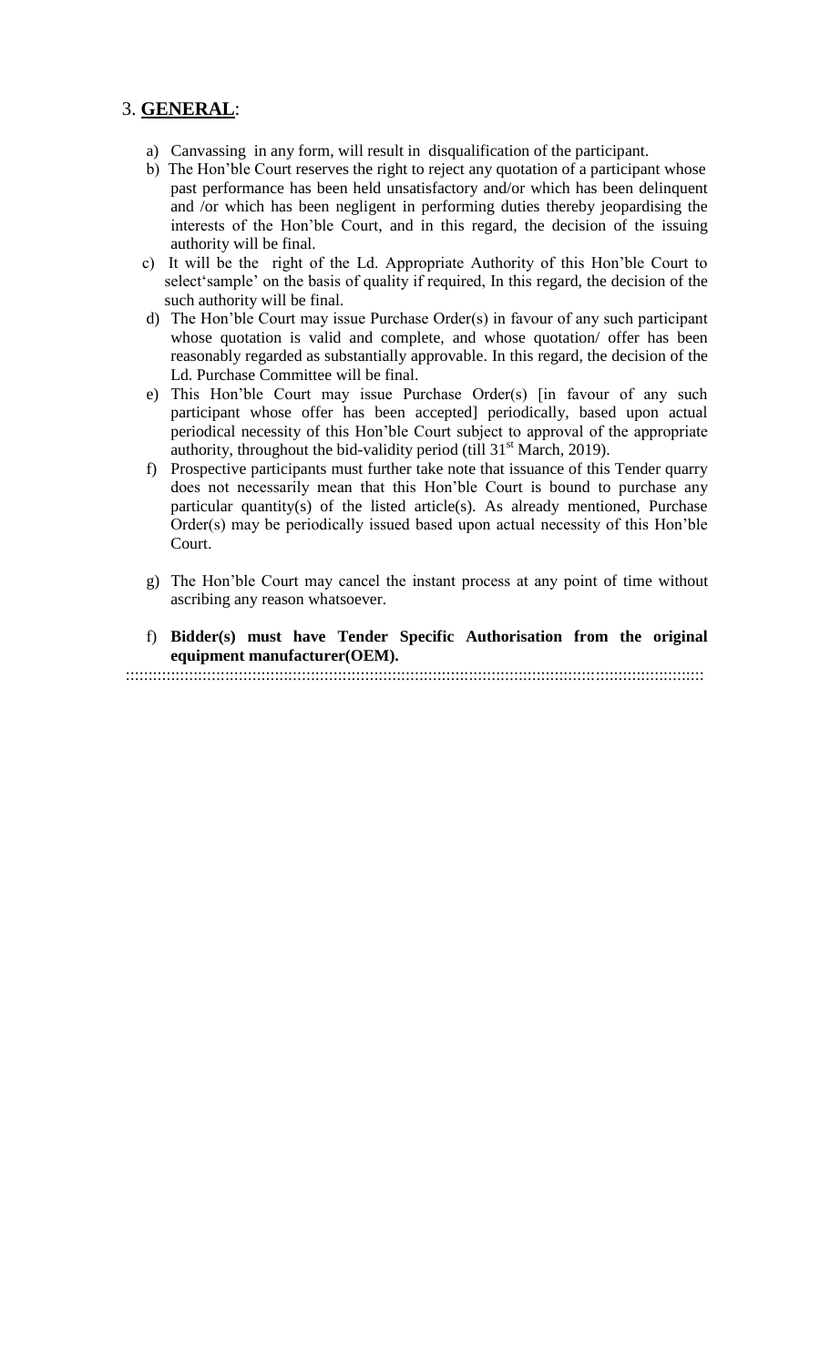## 3. **GENERAL**:

a) Canvassing in any form, will result in disqualification of the participant.

b) The Hon'ble Court reserves the right to reject any quotation of a participant whose past performance has been held unsatisfactory and/or which has been delinquent and /or which has been negligent in performing duties thereby jeopardising the interests of the Hon'ble Court, and in this regard, the decision of the issuing authority will be final.

c) It will be the right of the Ld. Appropriate Authority of this Hon'ble Court to select'sample' on the basis of quality if required, In this regard, the decision of the such authority will be final.

d) The Hon'ble Court may issue Purchase Order(s) in favour of any such participant whose quotation is valid and complete, and whose quotation/ offer has been reasonably regarded as substantially approvable. In this regard, the decision of the Ld. Purchase Committee will be final.

e) This Hon'ble Court may issue Purchase Order(s) [in favour of any such participant whose offer has been accepted] periodically, based upon actual periodical necessity of this Hon'ble Court subject to approval of the appropriate authority, throughout the bid-validity period (till 31st March, 2019).

f) Prospective participants must further take note that issuance of this Tender quarry does not necessarily mean that this Hon'ble Court is bound to purchase any particular quantity(s) of the listed article(s). As already mentioned, Purchase Order(s) may be periodically issued based upon actual necessity of this Hon'ble Court.

g) The Hon'ble Court may cancel the instant process at any point of time without ascribing any reason whatsoever.

f) **Bidder(s) must have Tender Specific Authorisation from the original equipment manufacturer(OEM).**

::::::::::::::::::::::::::::::::::::::::::::::::::::::::::::::::::::::::::::::::::::::::::::::::::::::::::::::::::::::::::::::::::::::::